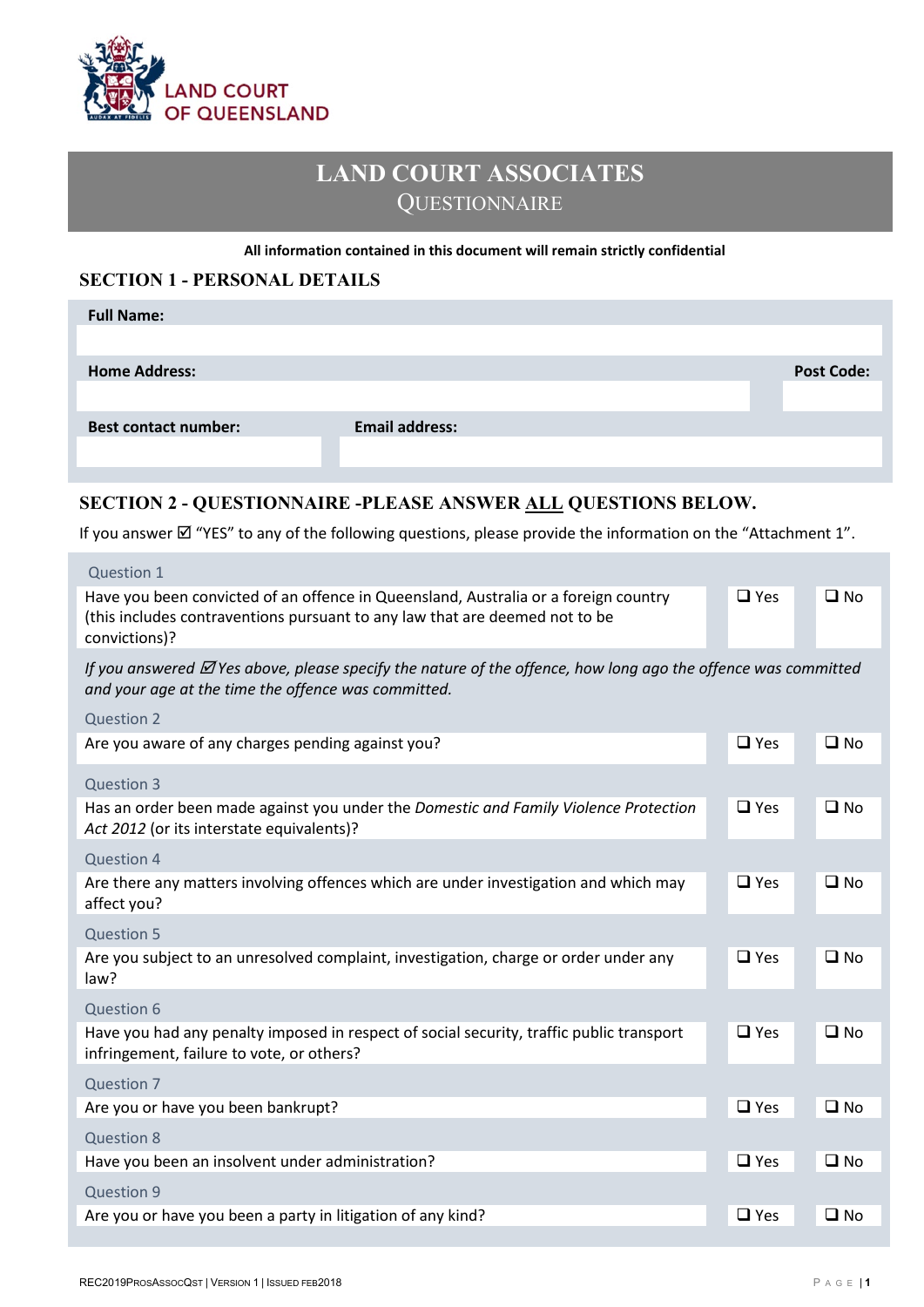LAND COURT OF QUEENSLAND

# LAND COURT ASSOCIATES
## QUESTIONNAIRE

**All information contained in this document will remain strictly confidential**

## SECTION 1 - PERSONAL DETAILS

**Full Name:**

**Home Address:** **Post Code:**

**Best contact number:** **Email address:**

## SECTION 2 - QUESTIONNAIRE -PLEASE ANSWER ALL QUESTIONS BELOW.

If you answer ☑ "YES" to any of the following questions, please provide the information on the "Attachment 1".

Question 1

| | | |
|---|---|---|
| Have you been convicted of an offence in Queensland, Australia or a foreign country (this includes contraventions pursuant to any law that are deemed not to be convictions)? | ☐ Yes | ☐ No |

*If you answered ☑ Yes above, please specify the nature of the offence, how long ago the offence was committed and your age at the time the offence was committed.*

Question 2

| | | |
|---|---|---|
| Are you aware of any charges pending against you? | ☐ Yes | ☐ No |

Question 3

| | | |
|---|---|---|
| Has an order been made against you under the *Domestic and Family Violence Protection Act 2012* (or its interstate equivalents)? | ☐ Yes | ☐ No |

Question 4

| | | |
|---|---|---|
| Are there any matters involving offences which are under investigation and which may affect you? | ☐ Yes | ☐ No |

Question 5

| | | |
|---|---|---|
| Are you subject to an unresolved complaint, investigation, charge or order under any law? | ☐ Yes | ☐ No |

Question 6

| | | |
|---|---|---|
| Have you had any penalty imposed in respect of social security, traffic public transport infringement, failure to vote, or others? | ☐ Yes | ☐ No |

Question 7

| | | |
|---|---|---|
| Are you or have you been bankrupt? | ☐ Yes | ☐ No |

Question 8

| | | |
|---|---|---|
| Have you been an insolvent under administration? | ☐ Yes | ☐ No |

Question 9

| | | |
|---|---|---|
| Are you or have you been a party in litigation of any kind? | ☐ Yes | ☐ No |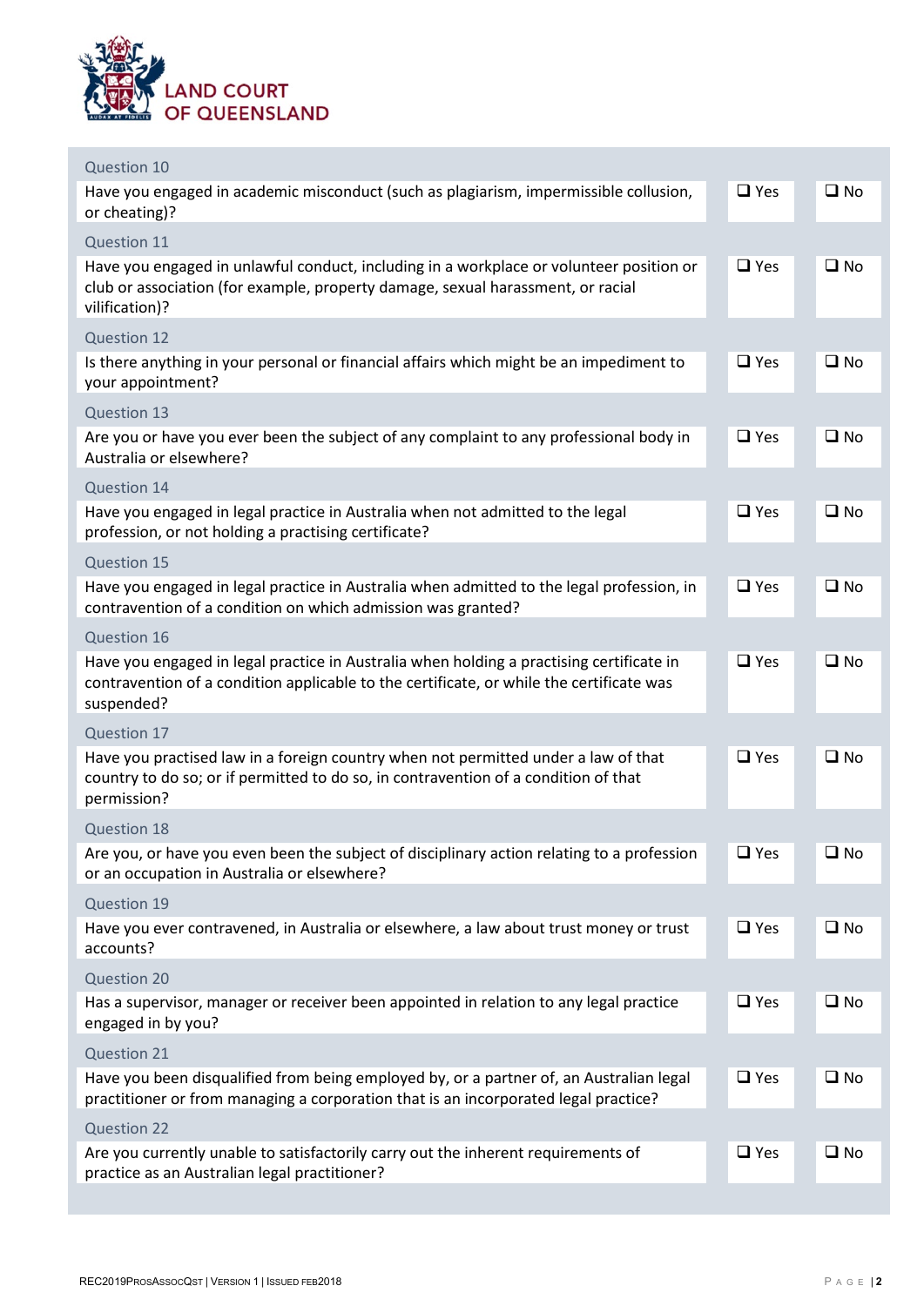LAND COURT OF QUEENSLAND

| Question | Yes | No |
|---|---|---|
| **Question 10** | | |
| Have you engaged in academic misconduct (such as plagiarism, impermissible collusion, or cheating)? | ❑ Yes | ❑ No |
| **Question 11** | | |
| Have you engaged in unlawful conduct, including in a workplace or volunteer position or club or association (for example, property damage, sexual harassment, or racial vilification)? | ❑ Yes | ❑ No |
| **Question 12** | | |
| Is there anything in your personal or financial affairs which might be an impediment to your appointment? | ❑ Yes | ❑ No |
| **Question 13** | | |
| Are you or have you ever been the subject of any complaint to any professional body in Australia or elsewhere? | ❑ Yes | ❑ No |
| **Question 14** | | |
| Have you engaged in legal practice in Australia when not admitted to the legal profession, or not holding a practising certificate? | ❑ Yes | ❑ No |
| **Question 15** | | |
| Have you engaged in legal practice in Australia when admitted to the legal profession, in contravention of a condition on which admission was granted? | ❑ Yes | ❑ No |
| **Question 16** | | |
| Have you engaged in legal practice in Australia when holding a practising certificate in contravention of a condition applicable to the certificate, or while the certificate was suspended? | ❑ Yes | ❑ No |
| **Question 17** | | |
| Have you practised law in a foreign country when not permitted under a law of that country to do so; or if permitted to do so, in contravention of a condition of that permission? | ❑ Yes | ❑ No |
| **Question 18** | | |
| Are you, or have you even been the subject of disciplinary action relating to a profession or an occupation in Australia or elsewhere? | ❑ Yes | ❑ No |
| **Question 19** | | |
| Have you ever contravened, in Australia or elsewhere, a law about trust money or trust accounts? | ❑ Yes | ❑ No |
| **Question 20** | | |
| Has a supervisor, manager or receiver been appointed in relation to any legal practice engaged in by you? | ❑ Yes | ❑ No |
| **Question 21** | | |
| Have you been disqualified from being employed by, or a partner of, an Australian legal practitioner or from managing a corporation that is an incorporated legal practice? | ❑ Yes | ❑ No |
| **Question 22** | | |
| Are you currently unable to satisfactorily carry out the inherent requirements of practice as an Australian legal practitioner? | ❑ Yes | ❑ No |

REC2019ProsAssocQst | Version 1 | Issued feb2018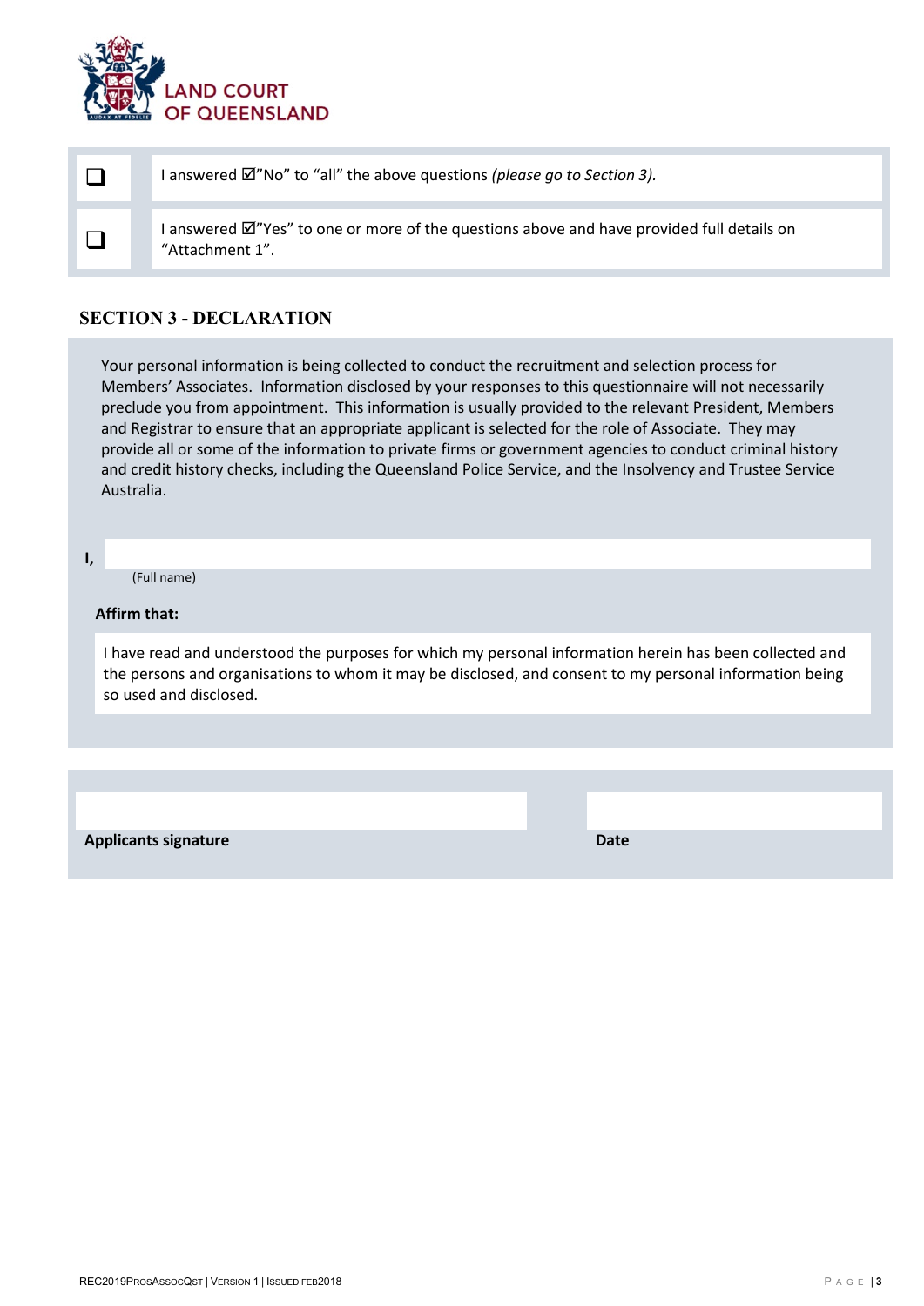| | |
|---|---|
| ❑ | I answered ☑"No" to "all" the above questions *(please go to Section 3).* |
| ❑ | I answered ☑"Yes" to one or more of the questions above and have provided full details on "Attachment 1". |

## SECTION 3 - DECLARATION

Your personal information is being collected to conduct the recruitment and selection process for Members' Associates. Information disclosed by your responses to this questionnaire will not necessarily preclude you from appointment. This information is usually provided to the relevant President, Members and Registrar to ensure that an appropriate applicant is selected for the role of Associate. They may provide all or some of the information to private firms or government agencies to conduct criminal history and credit history checks, including the Queensland Police Service, and the Insolvency and Trustee Service Australia.

**I,** ____________________
(Full name)

**Affirm that:**

I have read and understood the purposes for which my personal information herein has been collected and the persons and organisations to whom it may be disclosed, and consent to my personal information being so used and disclosed.

| | |
|---|---|
| **Applicants signature** | **Date** |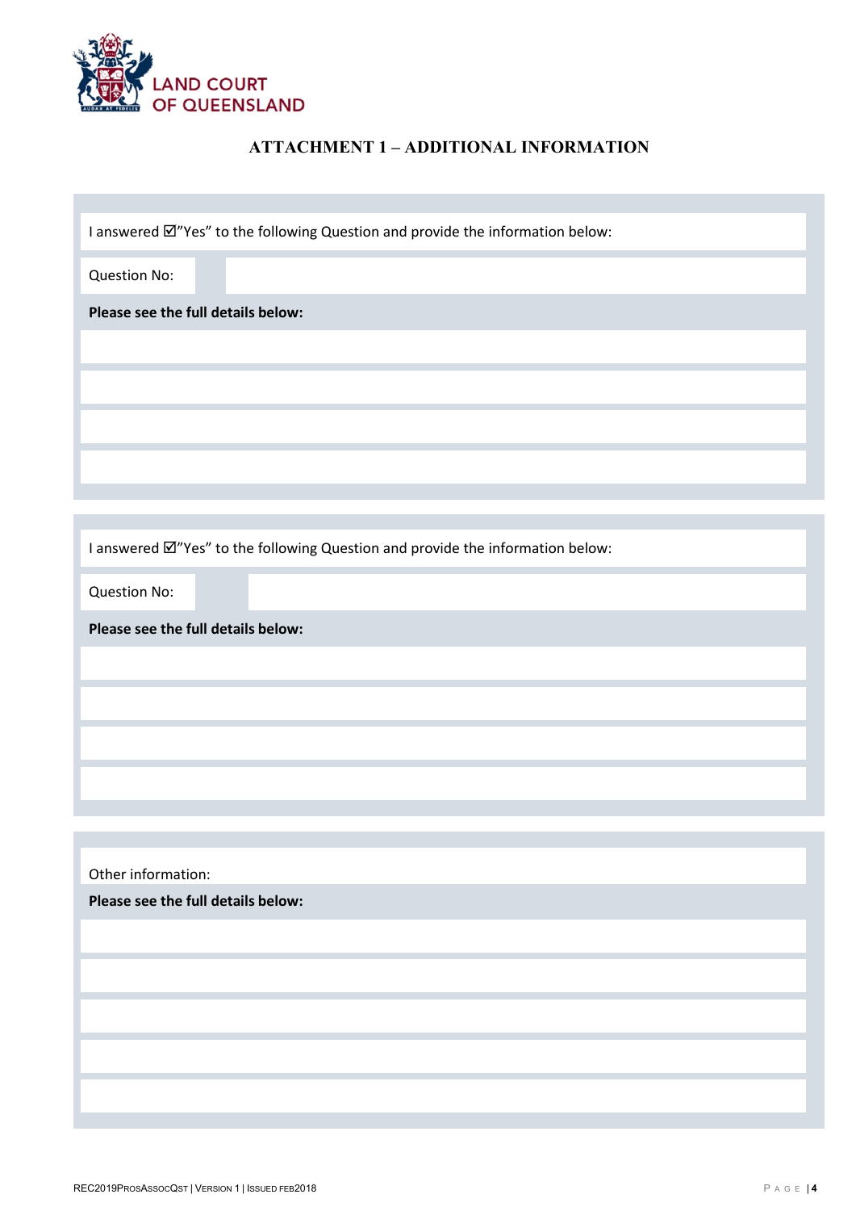LAND COURT OF QUEENSLAND

## ATTACHMENT 1 – ADDITIONAL INFORMATION

I answered ☑"Yes" to the following Question and provide the information below:

| | |
|---|---|
| Question No: | |

**Please see the full details below:**

I answered ☑"Yes" to the following Question and provide the information below:

| | |
|---|---|
| Question No: | |

**Please see the full details below:**

Other information:

**Please see the full details below:**